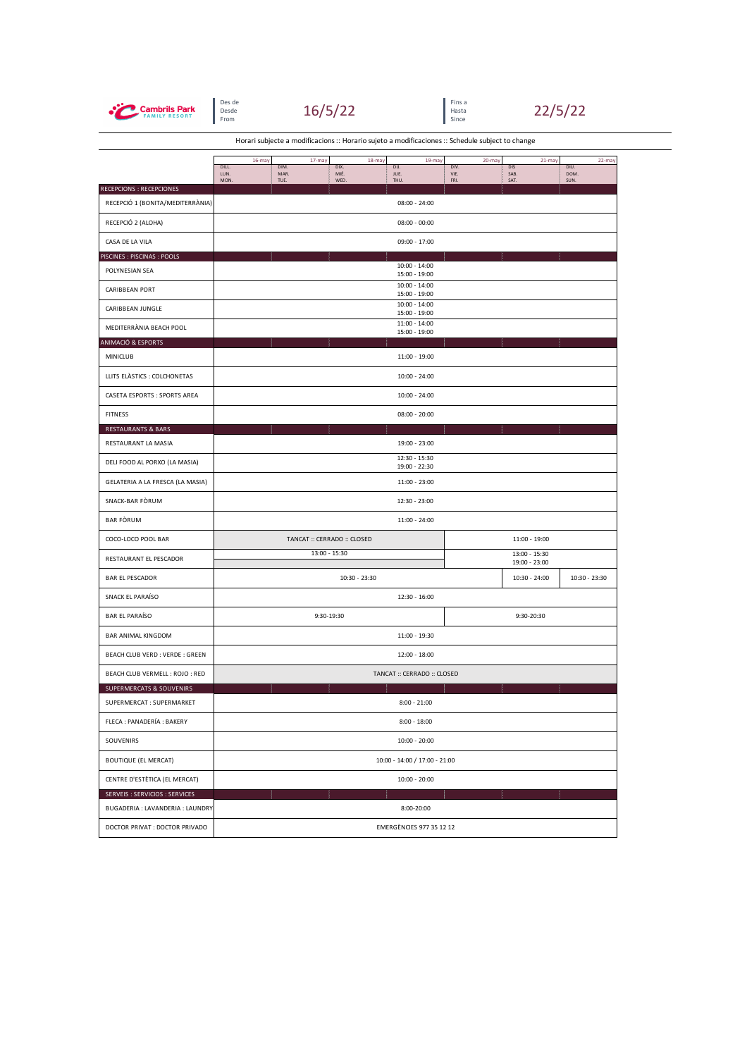Cambrils Park FAMILY RESORT

Des de / Desde / From **16/5/22** — Fins a / Hasta / Since **22/5/22**

Horari subjecte a modificacions :: Horario sujeto a modificaciones :: Schedule subject to change

| | 16-may DILL. LUN. MON. | 17-may DIM. MAR. TUE. | 18-may DIX. MIÉ. WED. | 19-may DIJ. JUE. THU. | 20-may DIV. VIE. FRI. | 21-may DIS. SAB. SAT. | 22-may DIU. DOM. SUN. |
|---|---|---|---|---|---|---|---|
| **RECEPCIONS : RECEPCIONES** | | | | | | | |
| RECEPCIÓ 1 (BONITA/MEDITERRÀNIA) | 08:00 - 24:00 | | | | | | |
| RECEPCIÓ 2 (ALOHA) | 08:00 - 00:00 | | | | | | |
| CASA DE LA VILA | 09:00 - 17:00 | | | | | | |
| **PISCINES : PISCINAS : POOLS** | | | | | | | |
| POLYNESIAN SEA | 10:00 - 14:00 / 15:00 - 19:00 | | | | | | |
| CARIBBEAN PORT | 10:00 - 14:00 / 15:00 - 19:00 | | | | | | |
| CARIBBEAN JUNGLE | 10:00 - 14:00 / 15:00 - 19:00 | | | | | | |
| MEDITERRÀNIA BEACH POOL | 11:00 - 14:00 / 15:00 - 19:00 | | | | | | |
| **ANIMACIÓ & ESPORTS** | | | | | | | |
| MINICLUB | 11:00 - 19:00 | | | | | | |
| LLITS ELÀSTICS : COLCHONETAS | 10:00 - 24:00 | | | | | | |
| CASETA ESPORTS : SPORTS AREA | 10:00 - 24:00 | | | | | | |
| FITNESS | 08:00 - 20:00 | | | | | | |
| **RESTAURANTS & BARS** | | | | | | | |
| RESTAURANT LA MASIA | 19:00 - 23:00 | | | | | | |
| DELI FOOD AL PORXO (LA MASIA) | 12:30 - 15:30 / 19:00 - 22:30 | | | | | | |
| GELATERIA A LA FRESCA (LA MASIA) | 11:00 - 23:00 | | | | | | |
| SNACK-BAR FÒRUM | 12:30 - 23:00 | | | | | | |
| BAR FÒRUM | 11:00 - 24:00 | | | | | | |
| COCO-LOCO POOL BAR | TANCAT :: CERRADO :: CLOSED | | | | 11:00 - 19:00 | | |
| RESTAURANT EL PESCADOR | 13:00 - 15:30 | | | | 13:00 - 15:30 / 19:00 - 23:00 | | |
| BAR EL PESCADOR | 10:30 - 23:30 | | | | | 10:30 - 24:00 | 10:30 - 23:30 |
| SNACK EL PARAÍSO | 12:30 - 16:00 | | | | | | |
| BAR EL PARAÍSO | 9:30-19:30 | | | | 9:30-20:30 | | |
| BAR ANIMAL KINGDOM | 11:00 - 19:30 | | | | | | |
| BEACH CLUB VERD : VERDE : GREEN | 12:00 - 18:00 | | | | | | |
| BEACH CLUB VERMELL : ROJO : RED | TANCAT :: CERRADO :: CLOSED | | | | | | |
| **SUPERMERCATS & SOUVENIRS** | | | | | | | |
| SUPERMERCAT : SUPERMARKET | 8:00 - 21:00 | | | | | | |
| FLECA : PANADERÍA : BAKERY | 8:00 - 18:00 | | | | | | |
| SOUVENIRS | 10:00 - 20:00 | | | | | | |
| BOUTIQUE (EL MERCAT) | 10:00 - 14:00 / 17:00 - 21:00 | | | | | | |
| CENTRE D'ESTÈTICA (EL MERCAT) | 10:00 - 20:00 | | | | | | |
| **SERVEIS : SERVICIOS : SERVICES** | | | | | | | |
| BUGADERIA : LAVANDERIA : LAUNDRY | 8:00-20:00 | | | | | | |
| DOCTOR PRIVAT : DOCTOR PRIVADO | EMERGÈNCIES 977 35 12 12 | | | | | | |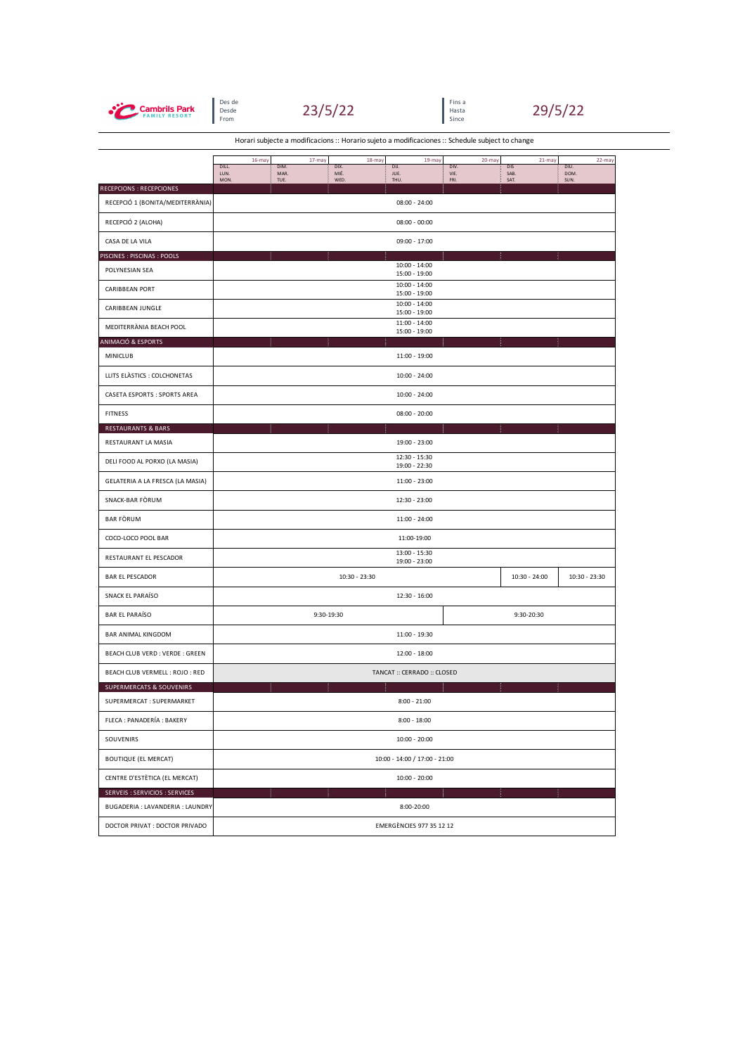Cambrils Park FAMILY RESORT

Des de / Desde / From **23/5/22** — Fins a / Hasta / Since **29/5/22**

Horari subjecte a modificacions :: Horario sujeto a modificaciones :: Schedule subject to change

| | 16-may DILL. LUN. MON. | 17-may DIM. MAR. TUE. | 18-may DIX. MIÉ. WED. | 19-may DIJ. JUE. THU. | 20-may DIV. VIE. FRI. | 21-may DIS. SAB. SAT. | 22-may DIU. DOM. SUN. |
|---|---|---|---|---|---|---|---|
| **RECEPCIONS : RECEPCIONES** | | | | | | | |
| RECEPCIÓ 1 (BONITA/MEDITERRÀNIA) | 08:00 - 24:00 | | | | | | |
| RECEPCIÓ 2 (ALOHA) | 08:00 - 00:00 | | | | | | |
| CASA DE LA VILA | 09:00 - 17:00 | | | | | | |
| **PISCINES : PISCINAS : POOLS** | | | | | | | |
| POLYNESIAN SEA | 10:00 - 14:00 / 15:00 - 19:00 | | | | | | |
| CARIBBEAN PORT | 10:00 - 14:00 / 15:00 - 19:00 | | | | | | |
| CARIBBEAN JUNGLE | 10:00 - 14:00 / 15:00 - 19:00 | | | | | | |
| MEDITERRÀNIA BEACH POOL | 11:00 - 14:00 / 15:00 - 19:00 | | | | | | |
| **ANIMACIÓ & ESPORTS** | | | | | | | |
| MINICLUB | 11:00 - 19:00 | | | | | | |
| LLITS ELÀSTICS : COLCHONETAS | 10:00 - 24:00 | | | | | | |
| CASETA ESPORTS : SPORTS AREA | 10:00 - 24:00 | | | | | | |
| FITNESS | 08:00 - 20:00 | | | | | | |
| **RESTAURANTS & BARS** | | | | | | | |
| RESTAURANT LA MASIA | 19:00 - 23:00 | | | | | | |
| DELI FOOD AL PORXO (LA MASIA) | 12:30 - 15:30 / 19:00 - 22:30 | | | | | | |
| GELATERIA A LA FRESCA (LA MASIA) | 11:00 - 23:00 | | | | | | |
| SNACK-BAR FÒRUM | 12:30 - 23:00 | | | | | | |
| BAR FÒRUM | 11:00 - 24:00 | | | | | | |
| COCO-LOCO POOL BAR | 11:00-19:00 | | | | | | |
| RESTAURANT EL PESCADOR | 13:00 - 15:30 / 19:00 - 23:00 | | | | | | |
| BAR EL PESCADOR | 10:30 - 23:30 | | | | | 10:30 - 24:00 | 10:30 - 23:30 |
| SNACK EL PARAÍSO | 12:30 - 16:00 | | | | | | |
| BAR EL PARAÍSO | 9:30-19:30 | | | | 9:30-20:30 | | |
| BAR ANIMAL KINGDOM | 11:00 - 19:30 | | | | | | |
| BEACH CLUB VERD : VERDE : GREEN | 12:00 - 18:00 | | | | | | |
| BEACH CLUB VERMELL : ROJO : RED | TANCAT :: CERRADO :: CLOSED | | | | | | |
| **SUPERMERCATS & SOUVENIRS** | | | | | | | |
| SUPERMERCAT : SUPERMARKET | 8:00 - 21:00 | | | | | | |
| FLECA : PANADERÍA : BAKERY | 8:00 - 18:00 | | | | | | |
| SOUVENIRS | 10:00 - 20:00 | | | | | | |
| BOUTIQUE (EL MERCAT) | 10:00 - 14:00 / 17:00 - 21:00 | | | | | | |
| CENTRE D'ESTÈTICA (EL MERCAT) | 10:00 - 20:00 | | | | | | |
| **SERVEIS : SERVICIOS : SERVICES** | | | | | | | |
| BUGADERIA : LAVANDERIA : LAUNDRY | 8:00-20:00 | | | | | | |
| DOCTOR PRIVAT : DOCTOR PRIVADO | EMERGÈNCIES 977 35 12 12 | | | | | | |